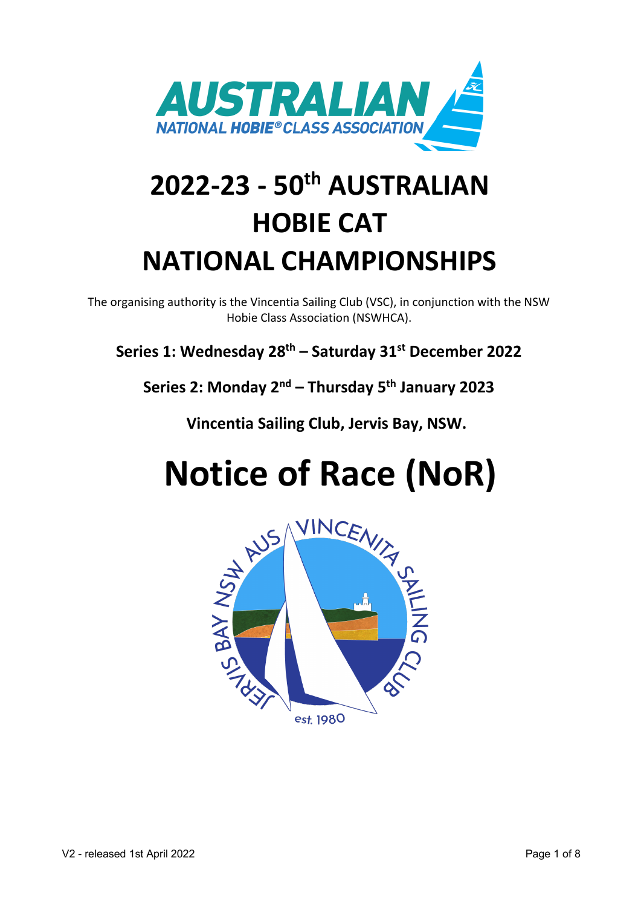# 2022-23 - 50th AUSTRALIAN HOBIE CAT NATIONAL CHAMPIONSHIPS

The organising authority is the Vincentia Sailing Club (VSC), in conjunction with the NSW Hobie Class Association (NSWHCA).

**Series 1: Wednesday 28th – Saturday 31st December 2022**

**Series 2: Monday 2nd – Thursday 5th January 2023**

**Vincentia Sailing Club, Jervis Bay, NSW.**

# Notice of Race (NoR)

V2 - released 1st April 2022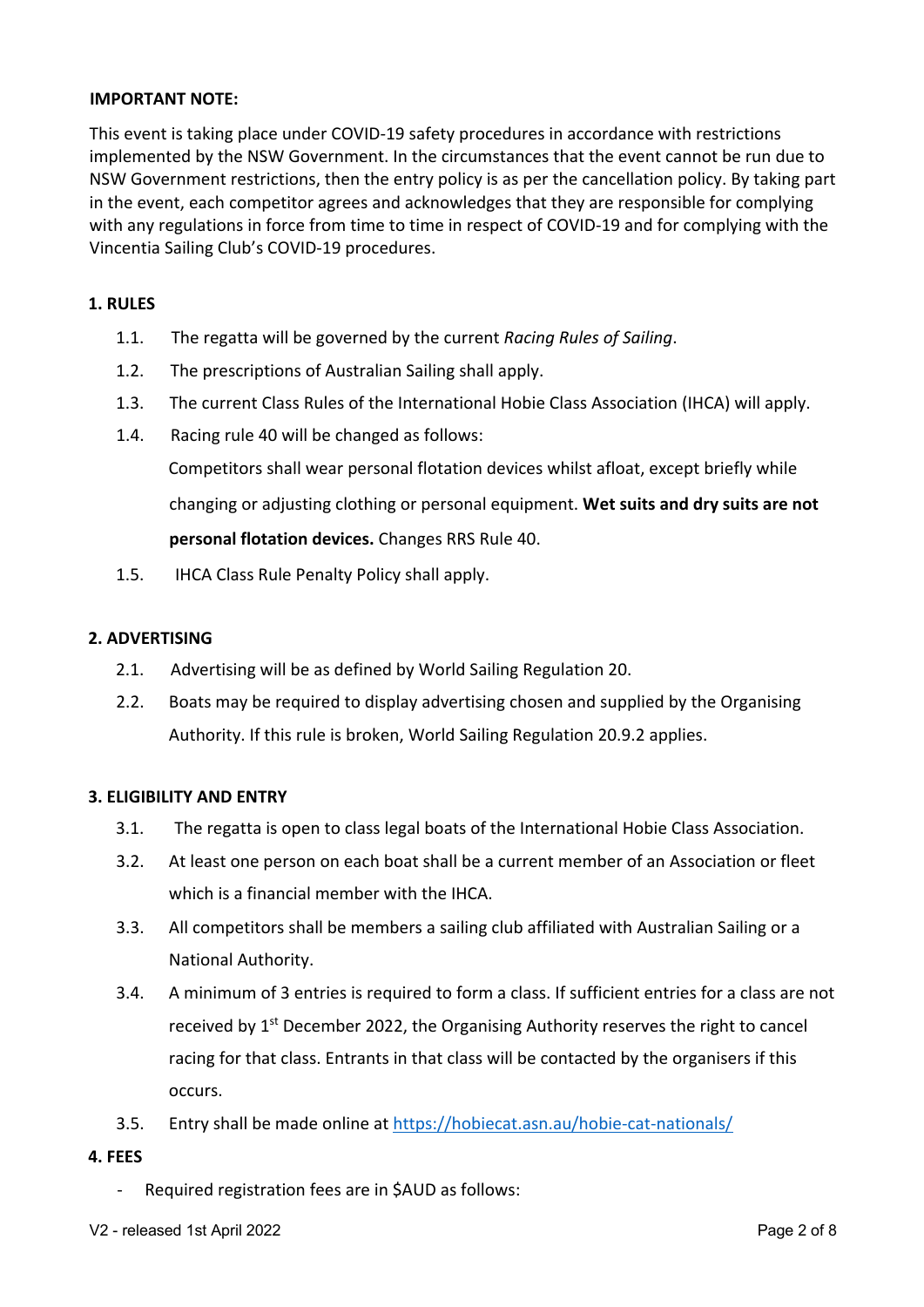**IMPORTANT NOTE:**

This event is taking place under COVID-19 safety procedures in accordance with restrictions implemented by the NSW Government. In the circumstances that the event cannot be run due to NSW Government restrictions, then the entry policy is as per the cancellation policy. By taking part in the event, each competitor agrees and acknowledges that they are responsible for complying with any regulations in force from time to time in respect of COVID-19 and for complying with the Vincentia Sailing Club's COVID-19 procedures.

## 1. RULES

1.1. The regatta will be governed by the current *Racing Rules of Sailing*.

1.2. The prescriptions of Australian Sailing shall apply.

1.3. The current Class Rules of the International Hobie Class Association (IHCA) will apply.

1.4. Racing rule 40 will be changed as follows:

Competitors shall wear personal flotation devices whilst afloat, except briefly while changing or adjusting clothing or personal equipment. **Wet suits and dry suits are not personal flotation devices.** Changes RRS Rule 40.

1.5. IHCA Class Rule Penalty Policy shall apply.

## 2. ADVERTISING

2.1. Advertising will be as defined by World Sailing Regulation 20.

2.2. Boats may be required to display advertising chosen and supplied by the Organising Authority. If this rule is broken, World Sailing Regulation 20.9.2 applies.

## 3. ELIGIBILITY AND ENTRY

3.1. The regatta is open to class legal boats of the International Hobie Class Association.

3.2. At least one person on each boat shall be a current member of an Association or fleet which is a financial member with the IHCA.

3.3. All competitors shall be members a sailing club affiliated with Australian Sailing or a National Authority.

3.4. A minimum of 3 entries is required to form a class. If sufficient entries for a class are not received by 1st December 2022, the Organising Authority reserves the right to cancel racing for that class. Entrants in that class will be contacted by the organisers if this occurs.

3.5. Entry shall be made online at https://hobiecat.asn.au/hobie-cat-nationals/

## 4. FEES

- Required registration fees are in $AUD as follows: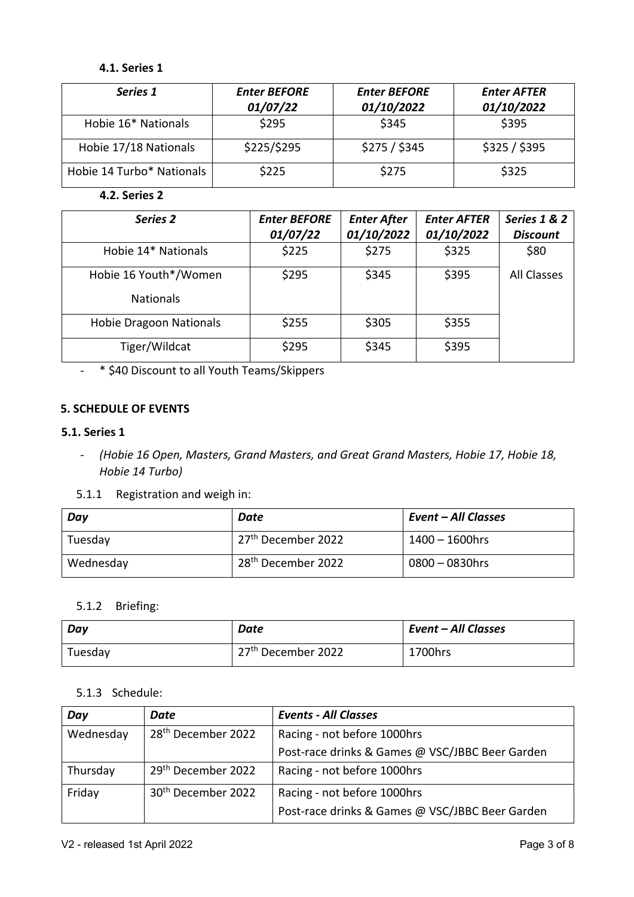### 4.1. Series 1

| *Series 1* | *Enter BEFORE 01/07/22* | *Enter BEFORE 01/10/2022* | *Enter AFTER 01/10/2022* |
|---|---|---|---|
| Hobie 16* Nationals | $295 | $345 | $395 |
| Hobie 17/18 Nationals | $225/$295 | $275 / $345 | $325 / $395 |
| Hobie 14 Turbo* Nationals | $225 | $275 | $325 |

### 4.2. Series 2

| *Series 2* | *Enter BEFORE 01/07/22* | *Enter After 01/10/2022* | *Enter AFTER 01/10/2022* | *Series 1 & 2 Discount* |
|---|---|---|---|---|
| Hobie 14* Nationals | $225 | $275 | $325 | $80 |
| Hobie 16 Youth*/Women Nationals | $295 | $345 | $395 | All Classes |
| Hobie Dragoon Nationals | $255 | $305 | $355 | |
| Tiger/Wildcat | $295 | $345 | $395 | |

- * $40 Discount to all Youth Teams/Skippers

## 5. SCHEDULE OF EVENTS

### 5.1. Series 1

- *(Hobie 16 Open, Masters, Grand Masters, and Great Grand Masters, Hobie 17, Hobie 18, Hobie 14 Turbo)*

5.1.1 Registration and weigh in:

| *Day* | *Date* | *Event – All Classes* |
|---|---|---|
| Tuesday | 27th December 2022 | 1400 – 1600hrs |
| Wednesday | 28th December 2022 | 0800 – 0830hrs |

5.1.2 Briefing:

| *Day* | *Date* | *Event – All Classes* |
|---|---|---|
| Tuesday | 27th December 2022 | 1700hrs |

5.1.3 Schedule:

| *Day* | *Date* | *Events - All Classes* |
|---|---|---|
| Wednesday | 28th December 2022 | Racing - not before 1000hrs<br>Post-race drinks & Games @ VSC/JBBC Beer Garden |
| Thursday | 29th December 2022 | Racing - not before 1000hrs |
| Friday | 30th December 2022 | Racing - not before 1000hrs<br>Post-race drinks & Games @ VSC/JBBC Beer Garden |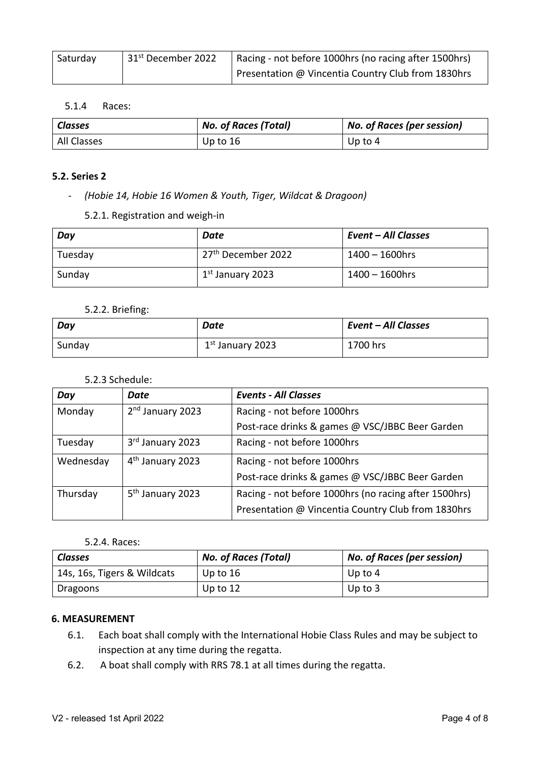| Saturday | 31st December 2022 | Racing - not before 1000hrs (no racing after 1500hrs)<br>Presentation @ Vincentia Country Club from 1830hrs |
|---|---|---|

5.1.4 Races:

| *Classes* | *No. of Races (Total)* | *No. of Races (per session)* |
|---|---|---|
| All Classes | Up to 16 | Up to 4 |

**5.2. Series 2**

- *(Hobie 14, Hobie 16 Women & Youth, Tiger, Wildcat & Dragoon)*

5.2.1. Registration and weigh-in

| *Day* | *Date* | *Event – All Classes* |
|---|---|---|
| Tuesday | 27th December 2022 | 1400 – 1600hrs |
| Sunday | 1st January 2023 | 1400 – 1600hrs |

5.2.2. Briefing:

| *Day* | *Date* | *Event – All Classes* |
|---|---|---|
| Sunday | 1st January 2023 | 1700 hrs |

5.2.3 Schedule:

| *Day* | *Date* | *Events - All Classes* |
|---|---|---|
| Monday | 2nd January 2023 | Racing - not before 1000hrs<br>Post-race drinks & games @ VSC/JBBC Beer Garden |
| Tuesday | 3rd January 2023 | Racing - not before 1000hrs |
| Wednesday | 4th January 2023 | Racing - not before 1000hrs<br>Post-race drinks & games @ VSC/JBBC Beer Garden |
| Thursday | 5th January 2023 | Racing - not before 1000hrs (no racing after 1500hrs)<br>Presentation @ Vincentia Country Club from 1830hrs |

5.2.4. Races:

| *Classes* | *No. of Races (Total)* | *No. of Races (per session)* |
|---|---|---|
| 14s, 16s, Tigers & Wildcats | Up to 16 | Up to 4 |
| Dragoons | Up to 12 | Up to 3 |

**6. MEASUREMENT**

6.1. Each boat shall comply with the International Hobie Class Rules and may be subject to inspection at any time during the regatta.

6.2. A boat shall comply with RRS 78.1 at all times during the regatta.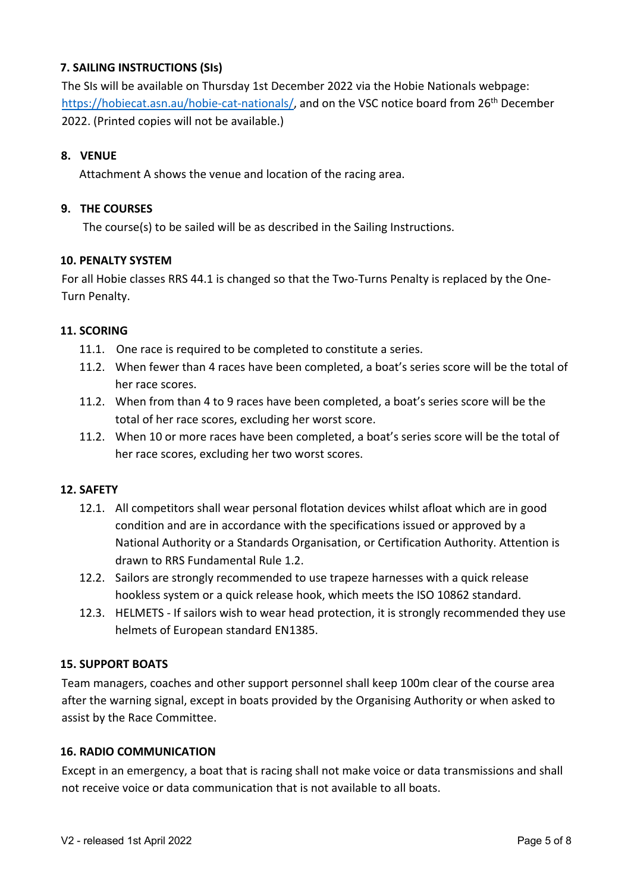## 7. SAILING INSTRUCTIONS (SIs)

The SIs will be available on Thursday 1st December 2022 via the Hobie Nationals webpage: https://hobiecat.asn.au/hobie-cat-nationals/, and on the VSC notice board from 26th December 2022. (Printed copies will not be available.)

## 8. VENUE

Attachment A shows the venue and location of the racing area.

## 9. THE COURSES

The course(s) to be sailed will be as described in the Sailing Instructions.

## 10. PENALTY SYSTEM

For all Hobie classes RRS 44.1 is changed so that the Two-Turns Penalty is replaced by the One-Turn Penalty.

## 11. SCORING

11.1. One race is required to be completed to constitute a series.

11.2. When fewer than 4 races have been completed, a boat's series score will be the total of her race scores.

11.2. When from than 4 to 9 races have been completed, a boat's series score will be the total of her race scores, excluding her worst score.

11.2. When 10 or more races have been completed, a boat's series score will be the total of her race scores, excluding her two worst scores.

## 12. SAFETY

12.1. All competitors shall wear personal flotation devices whilst afloat which are in good condition and are in accordance with the specifications issued or approved by a National Authority or a Standards Organisation, or Certification Authority. Attention is drawn to RRS Fundamental Rule 1.2.

12.2. Sailors are strongly recommended to use trapeze harnesses with a quick release hookless system or a quick release hook, which meets the ISO 10862 standard.

12.3. HELMETS - If sailors wish to wear head protection, it is strongly recommended they use helmets of European standard EN1385.

## 15. SUPPORT BOATS

Team managers, coaches and other support personnel shall keep 100m clear of the course area after the warning signal, except in boats provided by the Organising Authority or when asked to assist by the Race Committee.

## 16. RADIO COMMUNICATION

Except in an emergency, a boat that is racing shall not make voice or data transmissions and shall not receive voice or data communication that is not available to all boats.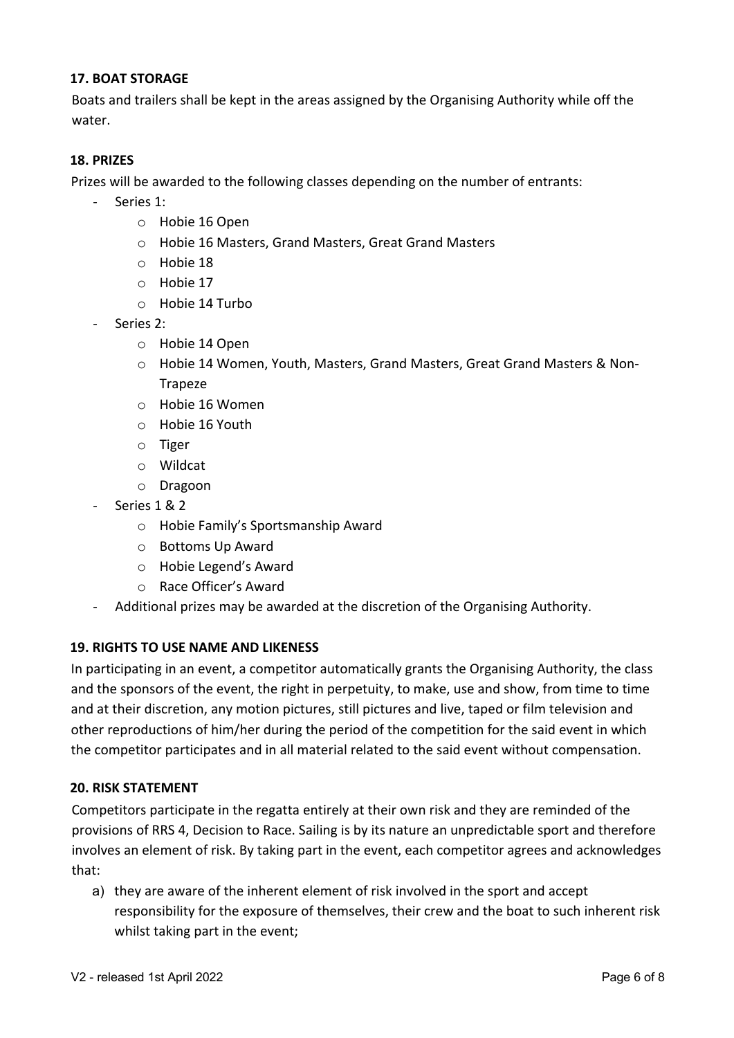## 17. BOAT STORAGE

Boats and trailers shall be kept in the areas assigned by the Organising Authority while off the water.

## 18. PRIZES

Prizes will be awarded to the following classes depending on the number of entrants:

- Series 1:
    - Hobie 16 Open
    - Hobie 16 Masters, Grand Masters, Great Grand Masters
    - Hobie 18
    - Hobie 17
    - Hobie 14 Turbo
- Series 2:
    - Hobie 14 Open
    - Hobie 14 Women, Youth, Masters, Grand Masters, Great Grand Masters & Non-Trapeze
    - Hobie 16 Women
    - Hobie 16 Youth
    - Tiger
    - Wildcat
    - Dragoon
- Series 1 & 2
    - Hobie Family's Sportsmanship Award
    - Bottoms Up Award
    - Hobie Legend's Award
    - Race Officer's Award
- Additional prizes may be awarded at the discretion of the Organising Authority.

## 19. RIGHTS TO USE NAME AND LIKENESS

In participating in an event, a competitor automatically grants the Organising Authority, the class and the sponsors of the event, the right in perpetuity, to make, use and show, from time to time and at their discretion, any motion pictures, still pictures and live, taped or film television and other reproductions of him/her during the period of the competition for the said event in which the competitor participates and in all material related to the said event without compensation.

## 20. RISK STATEMENT

Competitors participate in the regatta entirely at their own risk and they are reminded of the provisions of RRS 4, Decision to Race. Sailing is by its nature an unpredictable sport and therefore involves an element of risk. By taking part in the event, each competitor agrees and acknowledges that:

a) they are aware of the inherent element of risk involved in the sport and accept responsibility for the exposure of themselves, their crew and the boat to such inherent risk whilst taking part in the event;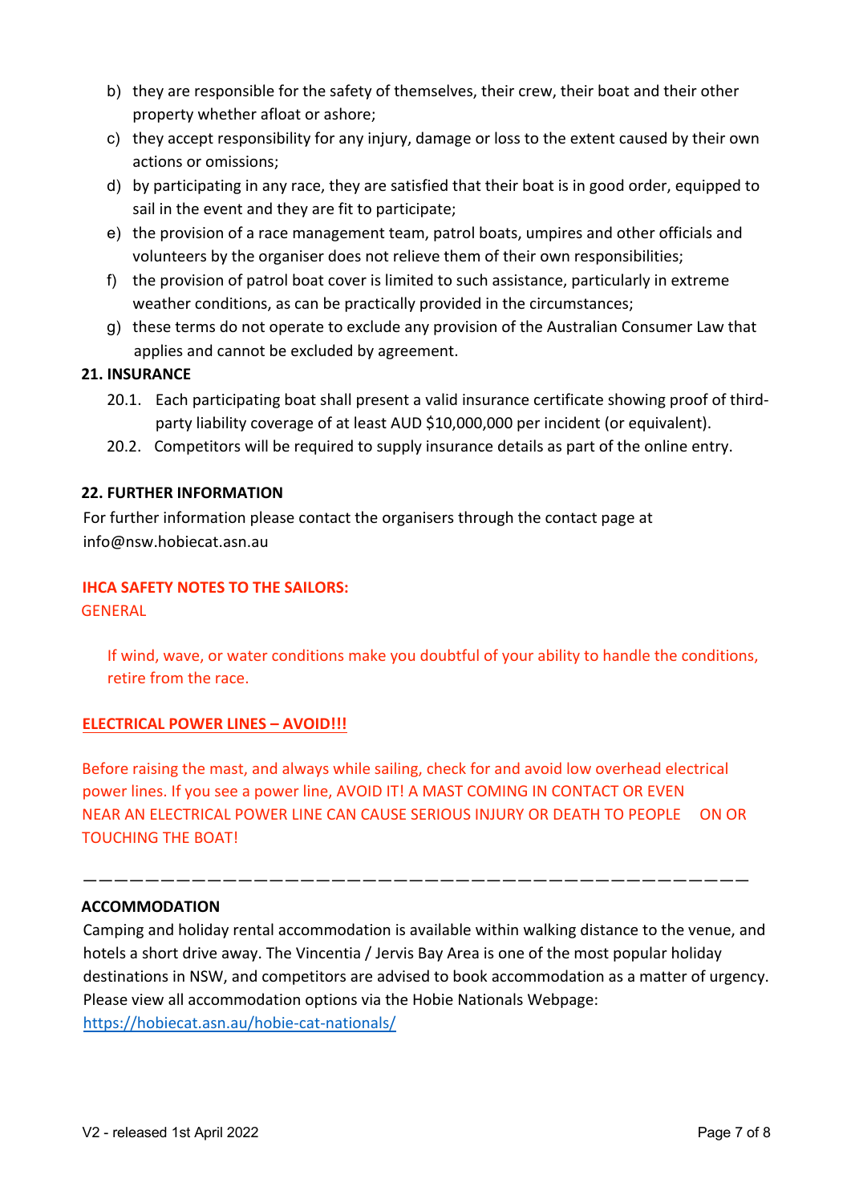b) they are responsible for the safety of themselves, their crew, their boat and their other property whether afloat or ashore;
c) they accept responsibility for any injury, damage or loss to the extent caused by their own actions or omissions;
d) by participating in any race, they are satisfied that their boat is in good order, equipped to sail in the event and they are fit to participate;
e) the provision of a race management team, patrol boats, umpires and other officials and volunteers by the organiser does not relieve them of their own responsibilities;
f) the provision of patrol boat cover is limited to such assistance, particularly in extreme weather conditions, as can be practically provided in the circumstances;
g) these terms do not operate to exclude any provision of the Australian Consumer Law that applies and cannot be excluded by agreement.

**21. INSURANCE**

20.1. Each participating boat shall present a valid insurance certificate showing proof of third-party liability coverage of at least AUD $10,000,000 per incident (or equivalent).

20.2. Competitors will be required to supply insurance details as part of the online entry.

**22. FURTHER INFORMATION**

For further information please contact the organisers through the contact page at info@nsw.hobiecat.asn.au

**IHCA SAFETY NOTES TO THE SAILORS:**

GENERAL

If wind, wave, or water conditions make you doubtful of your ability to handle the conditions, retire from the race.

**ELECTRICAL POWER LINES – AVOID!!!**

Before raising the mast, and always while sailing, check for and avoid low overhead electrical power lines. If you see a power line, AVOID IT! A MAST COMING IN CONTACT OR EVEN NEAR AN ELECTRICAL POWER LINE CAN CAUSE SERIOUS INJURY OR DEATH TO PEOPLE ON OR TOUCHING THE BOAT!

---

**ACCOMMODATION**

Camping and holiday rental accommodation is available within walking distance to the venue, and hotels a short drive away. The Vincentia / Jervis Bay Area is one of the most popular holiday destinations in NSW, and competitors are advised to book accommodation as a matter of urgency. Please view all accommodation options via the Hobie Nationals Webpage: https://hobiecat.asn.au/hobie-cat-nationals/

V2 - released 1st April 2022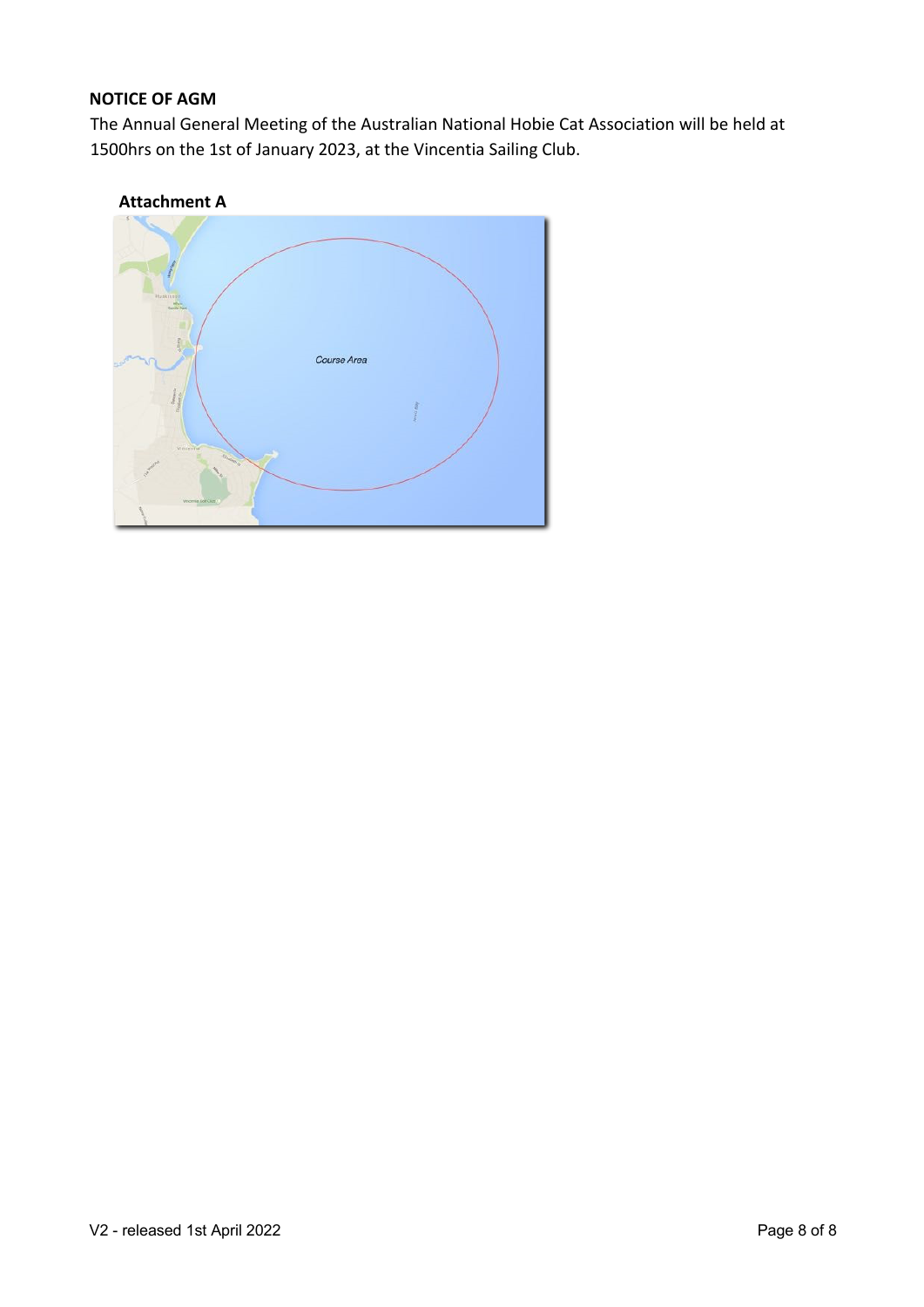**NOTICE OF AGM**

The Annual General Meeting of the Australian National Hobie Cat Association will be held at 1500hrs on the 1st of January 2023, at the Vincentia Sailing Club.

**Attachment A**

Course Area